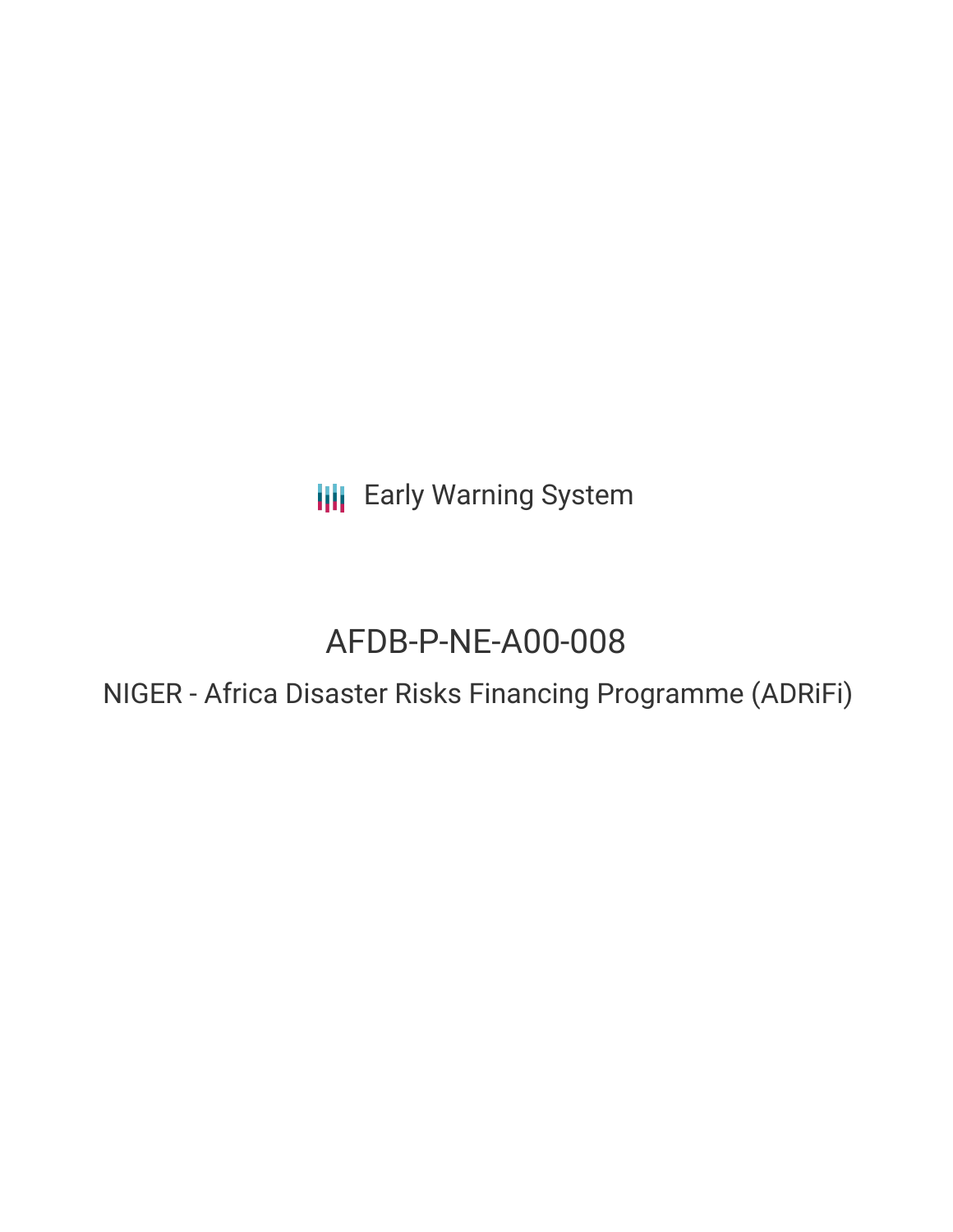Early Warning System

# AFDB-P-NE-A00-008

## NIGER - Africa Disaster Risks Financing Programme (ADRiFi)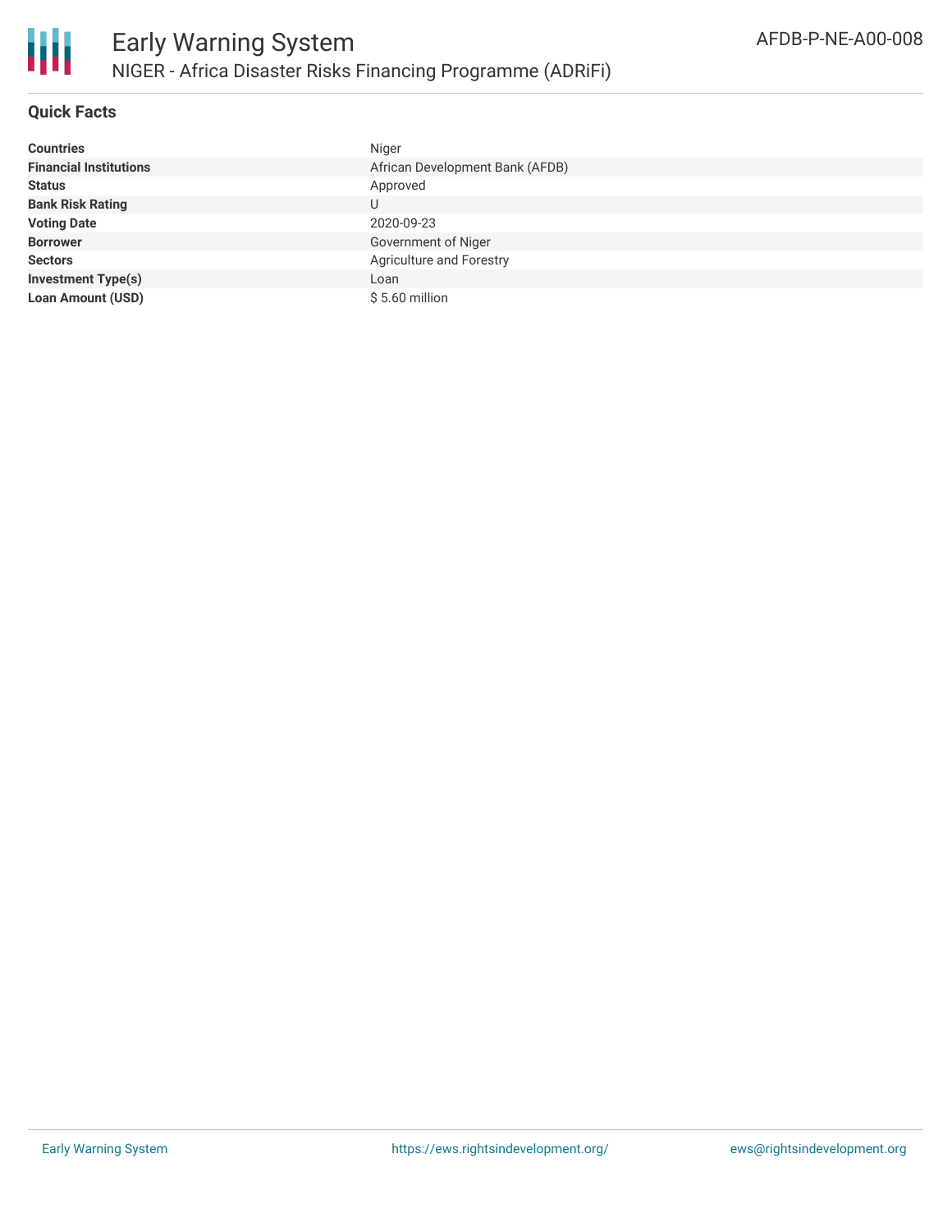# Early Warning System

## NIGER - Africa Disaster Risks Financing Programme (ADRiFi)

AFDB-P-NE-A00-008

### Quick Facts

| | |
|---|---|
| **Countries** | Niger |
| **Financial Institutions** | African Development Bank (AFDB) |
| **Status** | Approved |
| **Bank Risk Rating** | U |
| **Voting Date** | 2020-09-23 |
| **Borrower** | Government of Niger |
| **Sectors** | Agriculture and Forestry |
| **Investment Type(s)** | Loan |
| **Loan Amount (USD)** | $ 5.60 million |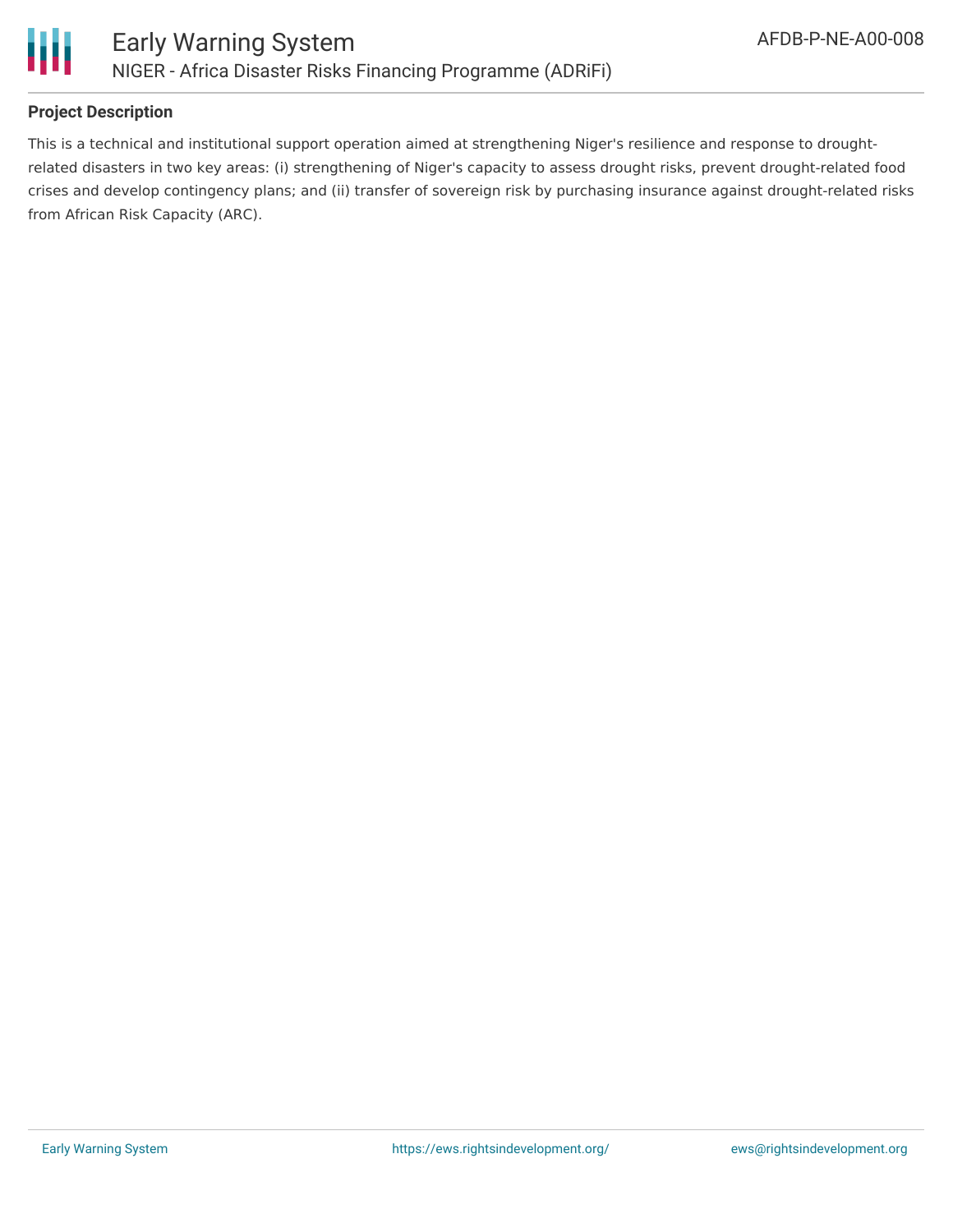### Project Description

This is a technical and institutional support operation aimed at strengthening Niger's resilience and response to drought-related disasters in two key areas: (i) strengthening of Niger's capacity to assess drought risks, prevent drought-related food crises and develop contingency plans; and (ii) transfer of sovereign risk by purchasing insurance against drought-related risks from African Risk Capacity (ARC).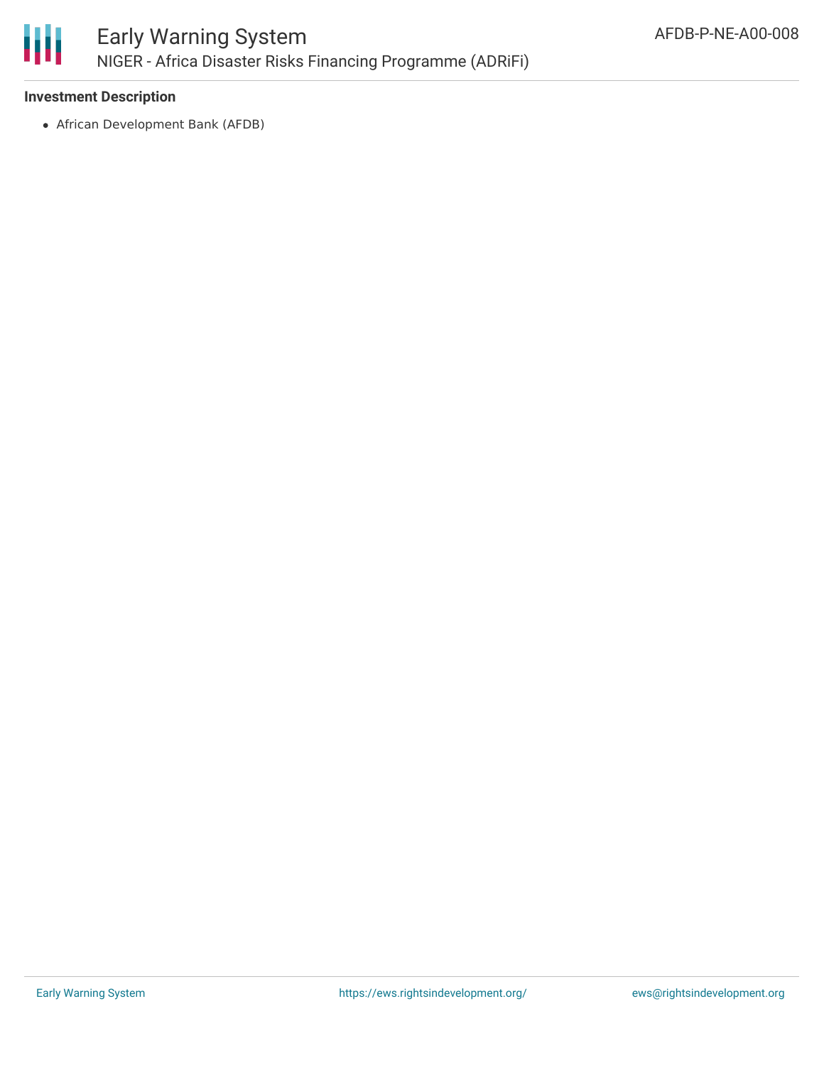**Investment Description**

- African Development Bank (AFDB)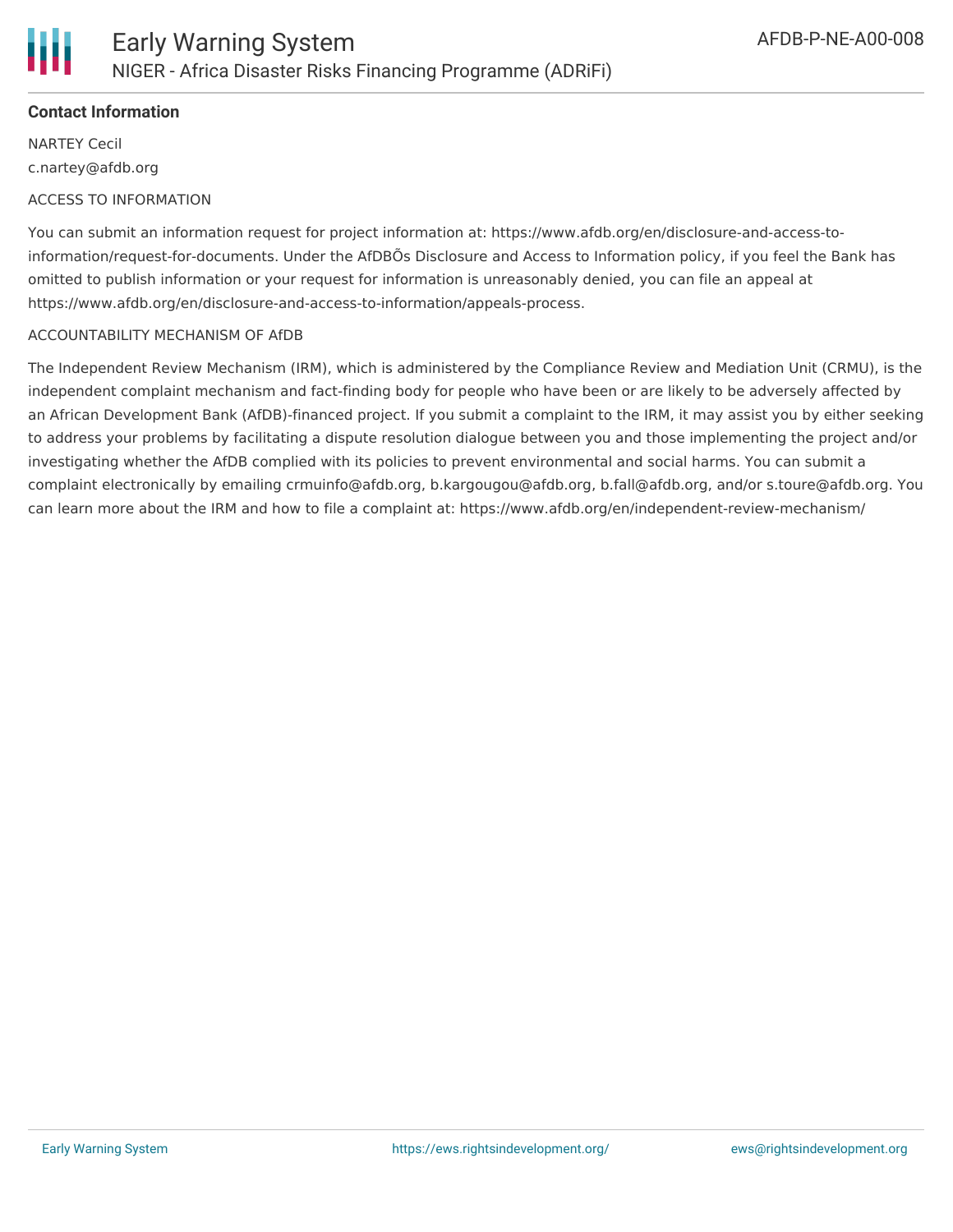**Contact Information**

NARTEY Cecil
c.nartey@afdb.org

ACCESS TO INFORMATION

You can submit an information request for project information at: https://www.afdb.org/en/disclosure-and-access-to-information/request-for-documents. Under the AfDBÕs Disclosure and Access to Information policy, if you feel the Bank has omitted to publish information or your request for information is unreasonably denied, you can file an appeal at https://www.afdb.org/en/disclosure-and-access-to-information/appeals-process.

ACCOUNTABILITY MECHANISM OF AfDB

The Independent Review Mechanism (IRM), which is administered by the Compliance Review and Mediation Unit (CRMU), is the independent complaint mechanism and fact-finding body for people who have been or are likely to be adversely affected by an African Development Bank (AfDB)-financed project. If you submit a complaint to the IRM, it may assist you by either seeking to address your problems by facilitating a dispute resolution dialogue between you and those implementing the project and/or investigating whether the AfDB complied with its policies to prevent environmental and social harms. You can submit a complaint electronically by emailing crmuinfo@afdb.org, b.kargougou@afdb.org, b.fall@afdb.org, and/or s.toure@afdb.org. You can learn more about the IRM and how to file a complaint at: https://www.afdb.org/en/independent-review-mechanism/